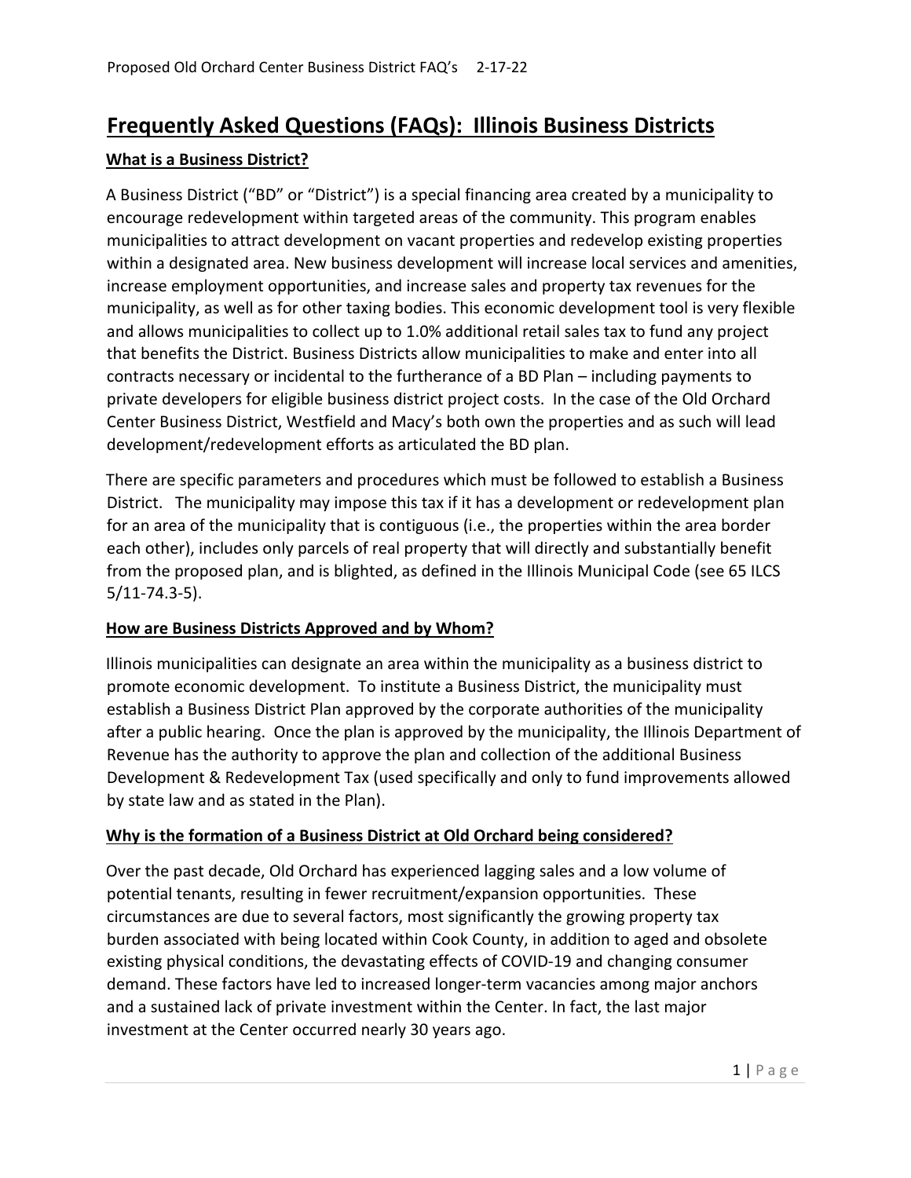# Frequently Asked Questions (FAQs): Illinois Business Districts

## What is a Business District?

A Business District ("BD" or "District") is a special financing area created by a municipality to encourage redevelopment within targeted areas of the community. This program enables municipalities to attract development on vacant properties and redevelop existing properties within a designated area. New business development will increase local services and amenities, increase employment opportunities, and increase sales and property tax revenues for the municipality, as well as for other taxing bodies. This economic development tool is very flexible and allows municipalities to collect up to 1.0% additional retail sales tax to fund any project that benefits the District. Business Districts allow municipalities to make and enter into all contracts necessary or incidental to the furtherance of a BD Plan – including payments to private developers for eligible business district project costs. In the case of the Old Orchard Center Business District, Westfield and Macy's both own the properties and as such will lead development/redevelopment efforts as articulated the BD plan.

There are specific parameters and procedures which must be followed to establish a Business District. The municipality may impose this tax if it has a development or redevelopment plan for an area of the municipality that is contiguous (i.e., the properties within the area border each other), includes only parcels of real property that will directly and substantially benefit from the proposed plan, and is blighted, as defined in the Illinois Municipal Code (see 65 ILCS 5/11-74.3-5).

## How are Business Districts Approved and by Whom?

Illinois municipalities can designate an area within the municipality as a business district to promote economic development. To institute a Business District, the municipality must establish a Business District Plan approved by the corporate authorities of the municipality after a public hearing. Once the plan is approved by the municipality, the Illinois Department of Revenue has the authority to approve the plan and collection of the additional Business Development & Redevelopment Tax (used specifically and only to fund improvements allowed by state law and as stated in the Plan).

## Why is the formation of a Business District at Old Orchard being considered?

Over the past decade, Old Orchard has experienced lagging sales and a low volume of potential tenants, resulting in fewer recruitment/expansion opportunities. These circumstances are due to several factors, most significantly the growing property tax burden associated with being located within Cook County, in addition to aged and obsolete existing physical conditions, the devastating effects of COVID-19 and changing consumer demand. These factors have led to increased longer-term vacancies among major anchors and a sustained lack of private investment within the Center. In fact, the last major investment at the Center occurred nearly 30 years ago.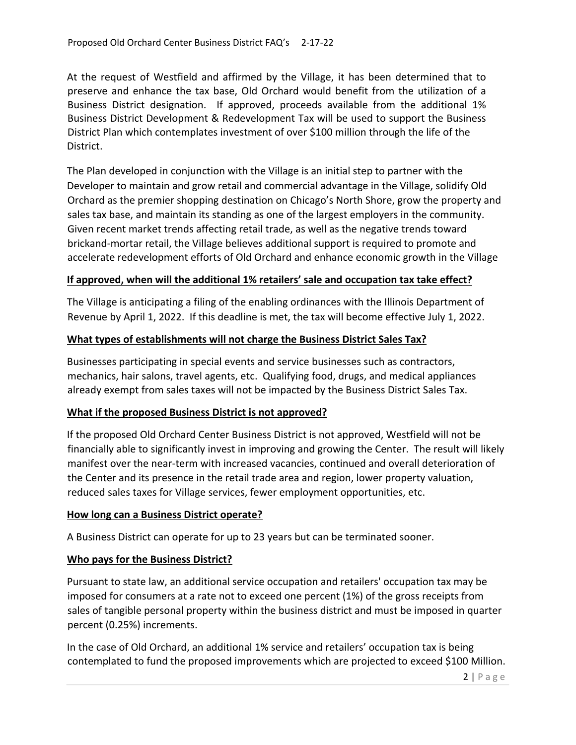At the request of Westfield and affirmed by the Village, it has been determined that to preserve and enhance the tax base, Old Orchard would benefit from the utilization of a Business District designation. If approved, proceeds available from the additional 1% Business District Development & Redevelopment Tax will be used to support the Business District Plan which contemplates investment of over $100 million through the life of the District.

The Plan developed in conjunction with the Village is an initial step to partner with the Developer to maintain and grow retail and commercial advantage in the Village, solidify Old Orchard as the premier shopping destination on Chicago's North Shore, grow the property and sales tax base, and maintain its standing as one of the largest employers in the community. Given recent market trends affecting retail trade, as well as the negative trends toward brickand-mortar retail, the Village believes additional support is required to promote and accelerate redevelopment efforts of Old Orchard and enhance economic growth in the Village

**<u>If approved, when will the additional 1% retailers' sale and occupation tax take effect?</u>**

The Village is anticipating a filing of the enabling ordinances with the Illinois Department of Revenue by April 1, 2022. If this deadline is met, the tax will become effective July 1, 2022.

**<u>What types of establishments will not charge the Business District Sales Tax?</u>**

Businesses participating in special events and service businesses such as contractors, mechanics, hair salons, travel agents, etc. Qualifying food, drugs, and medical appliances already exempt from sales taxes will not be impacted by the Business District Sales Tax.

**<u>What if the proposed Business District is not approved?</u>**

If the proposed Old Orchard Center Business District is not approved, Westfield will not be financially able to significantly invest in improving and growing the Center. The result will likely manifest over the near-term with increased vacancies, continued and overall deterioration of the Center and its presence in the retail trade area and region, lower property valuation, reduced sales taxes for Village services, fewer employment opportunities, etc.

**<u>How long can a Business District operate?</u>**

A Business District can operate for up to 23 years but can be terminated sooner.

**<u>Who pays for the Business District?</u>**

Pursuant to state law, an additional service occupation and retailers' occupation tax may be imposed for consumers at a rate not to exceed one percent (1%) of the gross receipts from sales of tangible personal property within the business district and must be imposed in quarter percent (0.25%) increments.

In the case of Old Orchard, an additional 1% service and retailers' occupation tax is being contemplated to fund the proposed improvements which are projected to exceed $100 Million.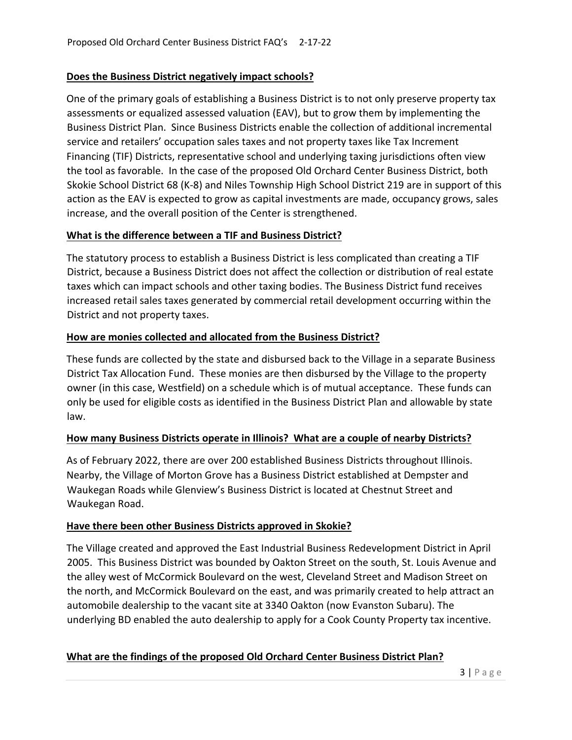**Does the Business District negatively impact schools?**

One of the primary goals of establishing a Business District is to not only preserve property tax assessments or equalized assessed valuation (EAV), but to grow them by implementing the Business District Plan. Since Business Districts enable the collection of additional incremental service and retailers' occupation sales taxes and not property taxes like Tax Increment Financing (TIF) Districts, representative school and underlying taxing jurisdictions often view the tool as favorable. In the case of the proposed Old Orchard Center Business District, both Skokie School District 68 (K-8) and Niles Township High School District 219 are in support of this action as the EAV is expected to grow as capital investments are made, occupancy grows, sales increase, and the overall position of the Center is strengthened.

**What is the difference between a TIF and Business District?**

The statutory process to establish a Business District is less complicated than creating a TIF District, because a Business District does not affect the collection or distribution of real estate taxes which can impact schools and other taxing bodies. The Business District fund receives increased retail sales taxes generated by commercial retail development occurring within the District and not property taxes.

**How are monies collected and allocated from the Business District?**

These funds are collected by the state and disbursed back to the Village in a separate Business District Tax Allocation Fund. These monies are then disbursed by the Village to the property owner (in this case, Westfield) on a schedule which is of mutual acceptance. These funds can only be used for eligible costs as identified in the Business District Plan and allowable by state law.

**How many Business Districts operate in Illinois? What are a couple of nearby Districts?**

As of February 2022, there are over 200 established Business Districts throughout Illinois. Nearby, the Village of Morton Grove has a Business District established at Dempster and Waukegan Roads while Glenview's Business District is located at Chestnut Street and Waukegan Road.

**Have there been other Business Districts approved in Skokie?**

The Village created and approved the East Industrial Business Redevelopment District in April 2005. This Business District was bounded by Oakton Street on the south, St. Louis Avenue and the alley west of McCormick Boulevard on the west, Cleveland Street and Madison Street on the north, and McCormick Boulevard on the east, and was primarily created to help attract an automobile dealership to the vacant site at 3340 Oakton (now Evanston Subaru). The underlying BD enabled the auto dealership to apply for a Cook County Property tax incentive.

**What are the findings of the proposed Old Orchard Center Business District Plan?**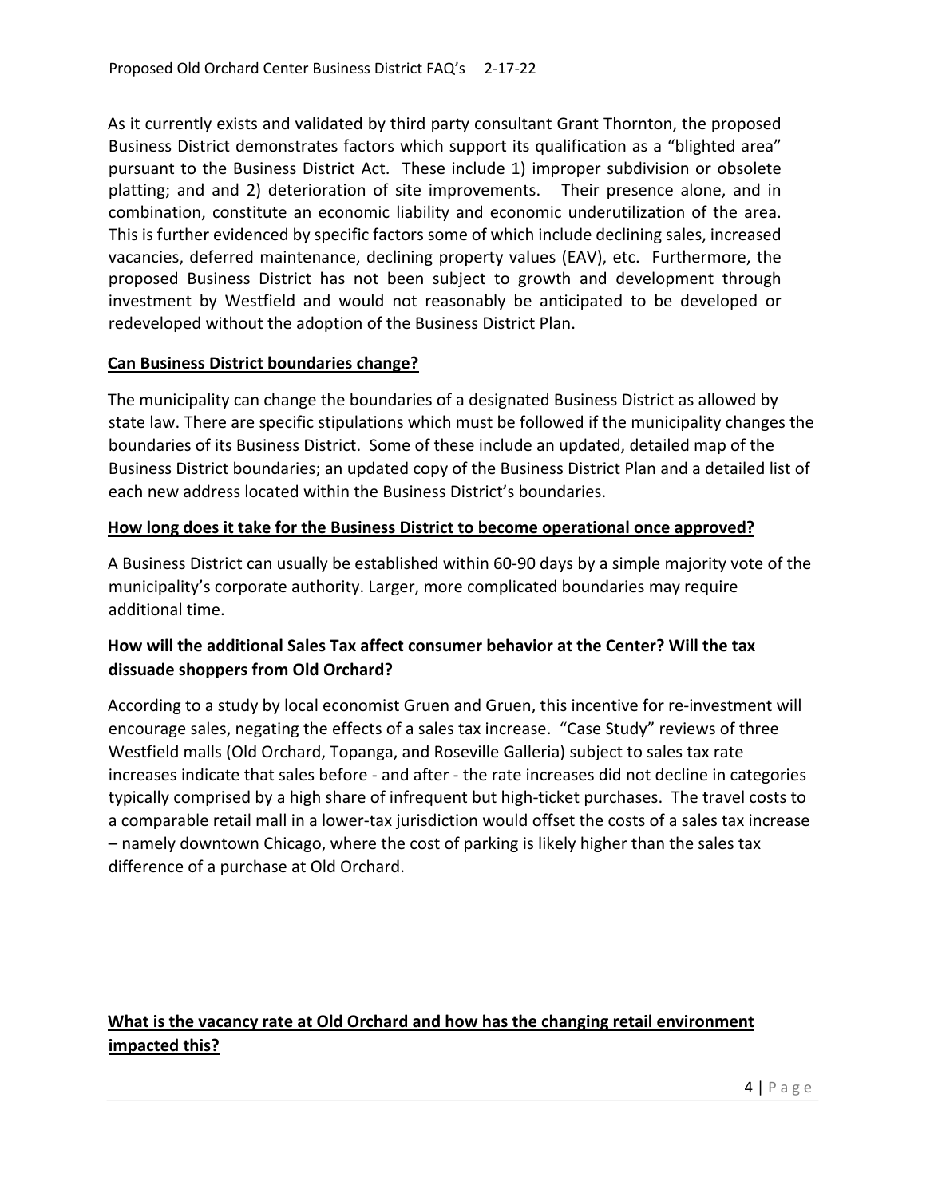As it currently exists and validated by third party consultant Grant Thornton, the proposed Business District demonstrates factors which support its qualification as a "blighted area" pursuant to the Business District Act. These include 1) improper subdivision or obsolete platting; and and 2) deterioration of site improvements. Their presence alone, and in combination, constitute an economic liability and economic underutilization of the area. This is further evidenced by specific factors some of which include declining sales, increased vacancies, deferred maintenance, declining property values (EAV), etc. Furthermore, the proposed Business District has not been subject to growth and development through investment by Westfield and would not reasonably be anticipated to be developed or redeveloped without the adoption of the Business District Plan.

**Can Business District boundaries change?**

The municipality can change the boundaries of a designated Business District as allowed by state law. There are specific stipulations which must be followed if the municipality changes the boundaries of its Business District. Some of these include an updated, detailed map of the Business District boundaries; an updated copy of the Business District Plan and a detailed list of each new address located within the Business District's boundaries.

**How long does it take for the Business District to become operational once approved?**

A Business District can usually be established within 60-90 days by a simple majority vote of the municipality's corporate authority. Larger, more complicated boundaries may require additional time.

**How will the additional Sales Tax affect consumer behavior at the Center? Will the tax dissuade shoppers from Old Orchard?**

According to a study by local economist Gruen and Gruen, this incentive for re-investment will encourage sales, negating the effects of a sales tax increase. "Case Study" reviews of three Westfield malls (Old Orchard, Topanga, and Roseville Galleria) subject to sales tax rate increases indicate that sales before - and after - the rate increases did not decline in categories typically comprised by a high share of infrequent but high-ticket purchases. The travel costs to a comparable retail mall in a lower-tax jurisdiction would offset the costs of a sales tax increase – namely downtown Chicago, where the cost of parking is likely higher than the sales tax difference of a purchase at Old Orchard.

**What is the vacancy rate at Old Orchard and how has the changing retail environment impacted this?**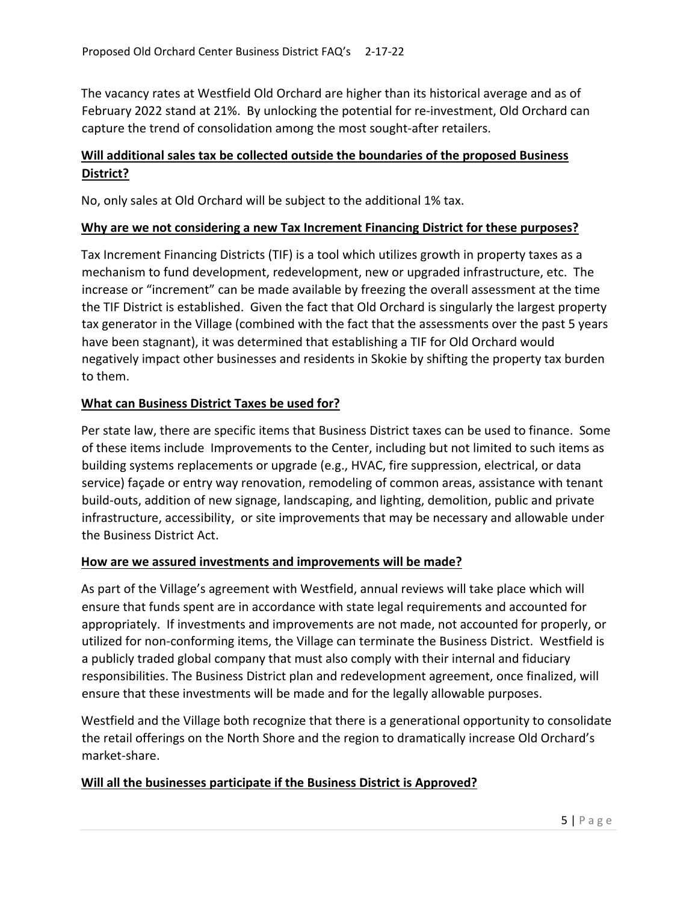The vacancy rates at Westfield Old Orchard are higher than its historical average and as of February 2022 stand at 21%. By unlocking the potential for re-investment, Old Orchard can capture the trend of consolidation among the most sought-after retailers.

**Will additional sales tax be collected outside the boundaries of the proposed Business District?**

No, only sales at Old Orchard will be subject to the additional 1% tax.

**Why are we not considering a new Tax Increment Financing District for these purposes?**

Tax Increment Financing Districts (TIF) is a tool which utilizes growth in property taxes as a mechanism to fund development, redevelopment, new or upgraded infrastructure, etc. The increase or "increment" can be made available by freezing the overall assessment at the time the TIF District is established. Given the fact that Old Orchard is singularly the largest property tax generator in the Village (combined with the fact that the assessments over the past 5 years have been stagnant), it was determined that establishing a TIF for Old Orchard would negatively impact other businesses and residents in Skokie by shifting the property tax burden to them.

**What can Business District Taxes be used for?**

Per state law, there are specific items that Business District taxes can be used to finance. Some of these items include Improvements to the Center, including but not limited to such items as building systems replacements or upgrade (e.g., HVAC, fire suppression, electrical, or data service) façade or entry way renovation, remodeling of common areas, assistance with tenant build-outs, addition of new signage, landscaping, and lighting, demolition, public and private infrastructure, accessibility, or site improvements that may be necessary and allowable under the Business District Act.

**How are we assured investments and improvements will be made?**

As part of the Village's agreement with Westfield, annual reviews will take place which will ensure that funds spent are in accordance with state legal requirements and accounted for appropriately. If investments and improvements are not made, not accounted for properly, or utilized for non-conforming items, the Village can terminate the Business District. Westfield is a publicly traded global company that must also comply with their internal and fiduciary responsibilities. The Business District plan and redevelopment agreement, once finalized, will ensure that these investments will be made and for the legally allowable purposes.

Westfield and the Village both recognize that there is a generational opportunity to consolidate the retail offerings on the North Shore and the region to dramatically increase Old Orchard's market-share.

**Will all the businesses participate if the Business District is Approved?**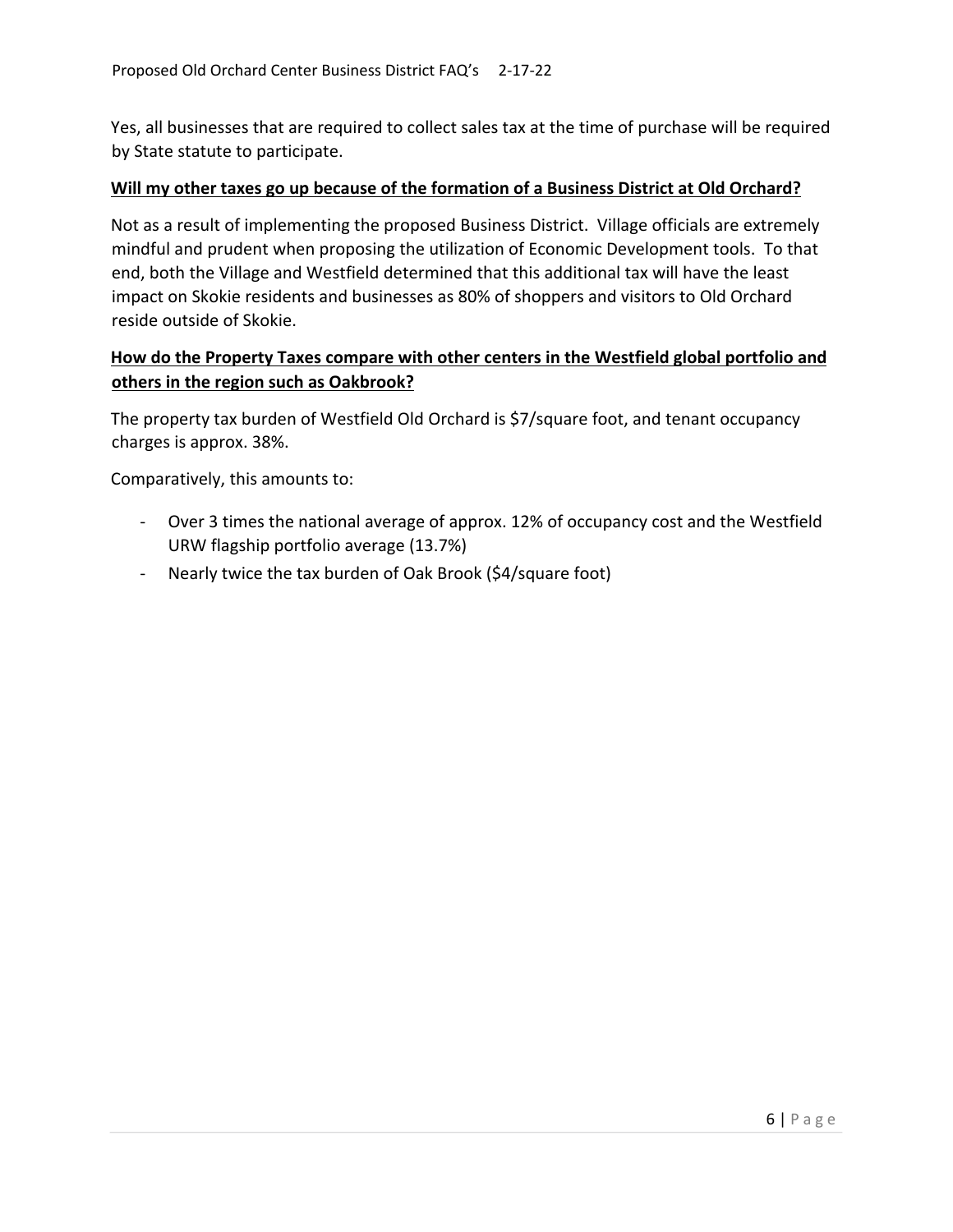Yes, all businesses that are required to collect sales tax at the time of purchase will be required by State statute to participate.

**Will my other taxes go up because of the formation of a Business District at Old Orchard?**

Not as a result of implementing the proposed Business District. Village officials are extremely mindful and prudent when proposing the utilization of Economic Development tools. To that end, both the Village and Westfield determined that this additional tax will have the least impact on Skokie residents and businesses as 80% of shoppers and visitors to Old Orchard reside outside of Skokie.

**How do the Property Taxes compare with other centers in the Westfield global portfolio and others in the region such as Oakbrook?**

The property tax burden of Westfield Old Orchard is $7/square foot, and tenant occupancy charges is approx. 38%.

Comparatively, this amounts to:

- Over 3 times the national average of approx. 12% of occupancy cost and the Westfield URW flagship portfolio average (13.7%)
- Nearly twice the tax burden of Oak Brook ($4/square foot)